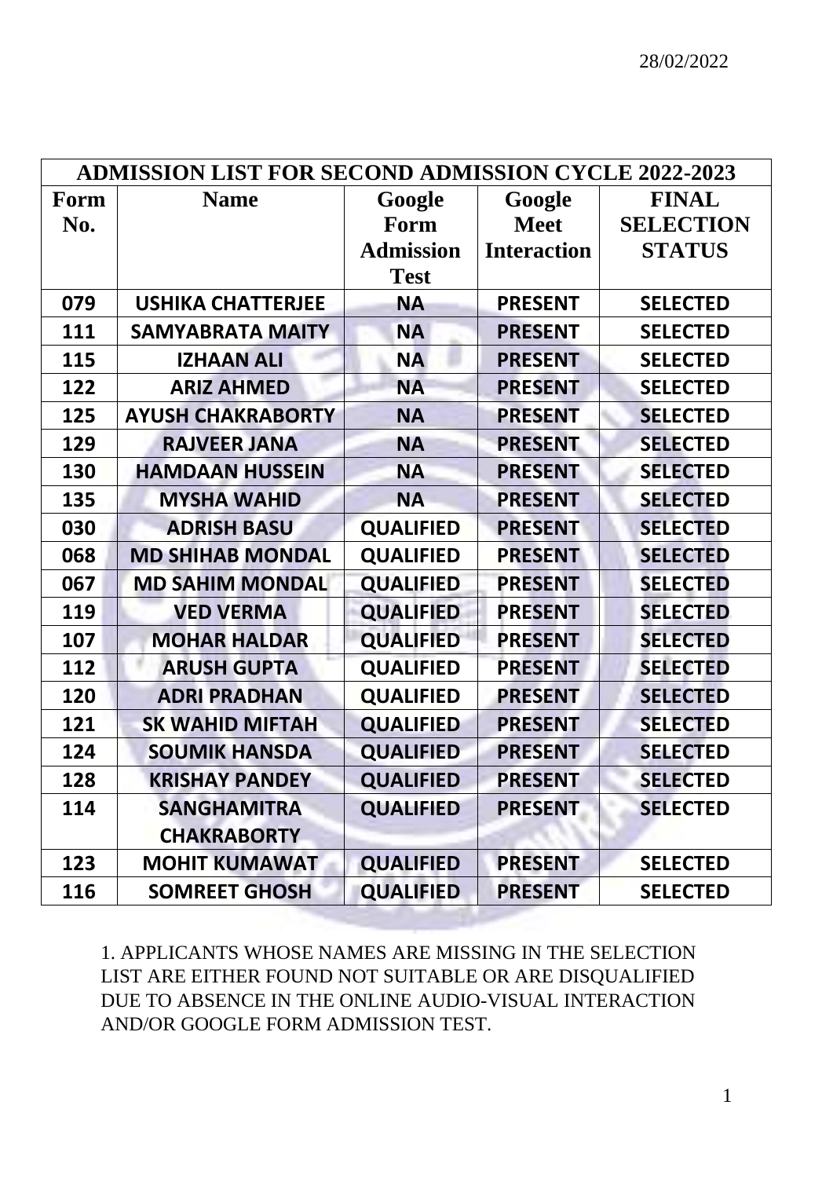28/02/2022

| ADMISSION LIST FOR SECOND ADMISSION CYCLE 2022-2023 | | | | |
|---|---|---|---|---|
| **Form No.** | **Name** | **Google Form Admission Test** | **Google Meet Interaction** | **FINAL SELECTION STATUS** |
| 079 | USHIKA CHATTERJEE | NA | PRESENT | SELECTED |
| 111 | SAMYABRATA MAITY | NA | PRESENT | SELECTED |
| 115 | IZHAAN ALI | NA | PRESENT | SELECTED |
| 122 | ARIZ AHMED | NA | PRESENT | SELECTED |
| 125 | AYUSH CHAKRABORTY | NA | PRESENT | SELECTED |
| 129 | RAJVEER JANA | NA | PRESENT | SELECTED |
| 130 | HAMDAAN HUSSEIN | NA | PRESENT | SELECTED |
| 135 | MYSHA WAHID | NA | PRESENT | SELECTED |
| 030 | ADRISH BASU | QUALIFIED | PRESENT | SELECTED |
| 068 | MD SHIHAB MONDAL | QUALIFIED | PRESENT | SELECTED |
| 067 | MD SAHIM MONDAL | QUALIFIED | PRESENT | SELECTED |
| 119 | VED VERMA | QUALIFIED | PRESENT | SELECTED |
| 107 | MOHAR HALDAR | QUALIFIED | PRESENT | SELECTED |
| 112 | ARUSH GUPTA | QUALIFIED | PRESENT | SELECTED |
| 120 | ADRI PRADHAN | QUALIFIED | PRESENT | SELECTED |
| 121 | SK WAHID MIFTAH | QUALIFIED | PRESENT | SELECTED |
| 124 | SOUMIK HANSDA | QUALIFIED | PRESENT | SELECTED |
| 128 | KRISHAY PANDEY | QUALIFIED | PRESENT | SELECTED |
| 114 | SANGHAMITRA CHAKRABORTY | QUALIFIED | PRESENT | SELECTED |
| 123 | MOHIT KUMAWAT | QUALIFIED | PRESENT | SELECTED |
| 116 | SOMREET GHOSH | QUALIFIED | PRESENT | SELECTED |

1. APPLICANTS WHOSE NAMES ARE MISSING IN THE SELECTION LIST ARE EITHER FOUND NOT SUITABLE OR ARE DISQUALIFIED DUE TO ABSENCE IN THE ONLINE AUDIO-VISUAL INTERACTION AND/OR GOOGLE FORM ADMISSION TEST.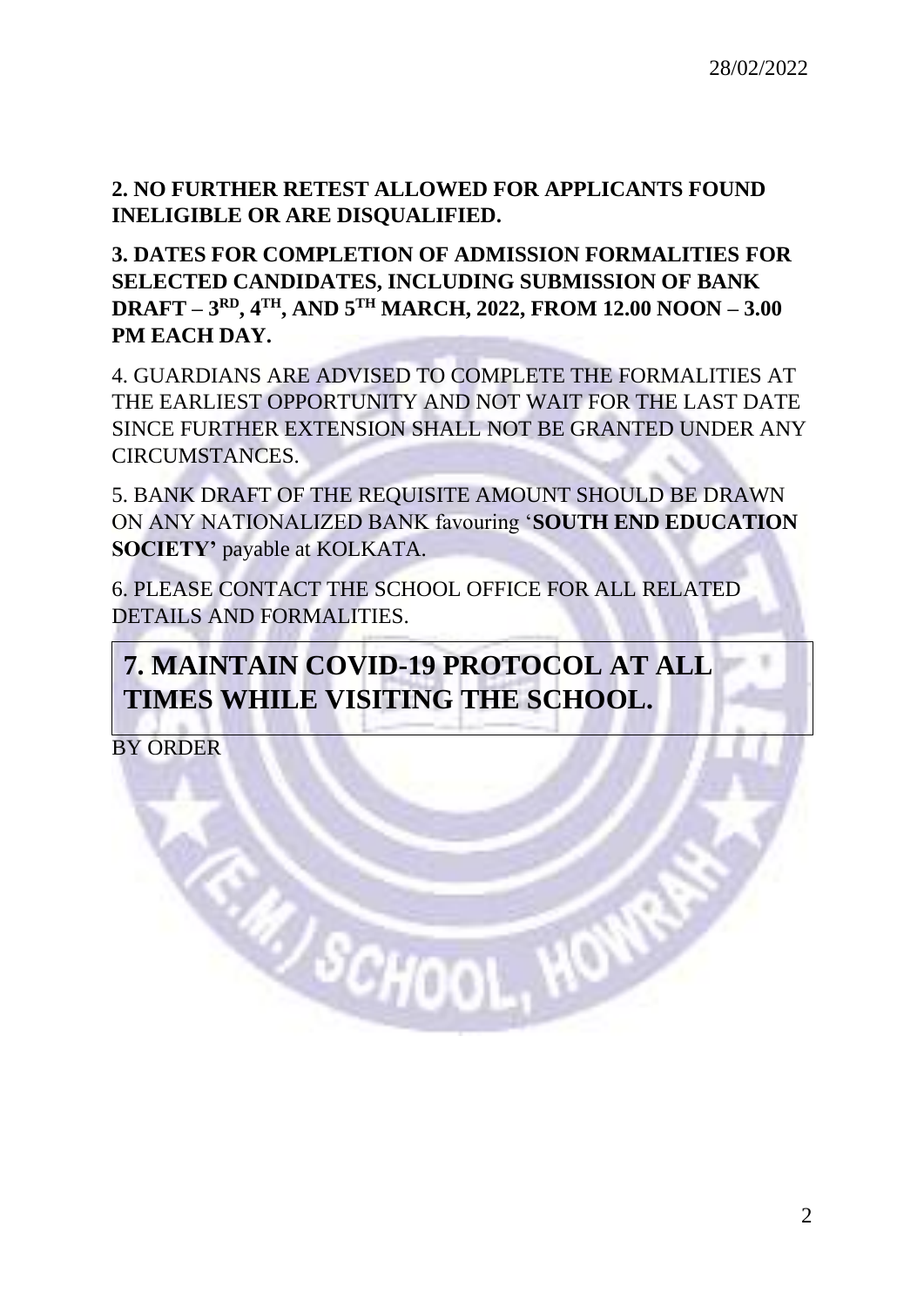28/02/2022

**2. NO FURTHER RETEST ALLOWED FOR APPLICANTS FOUND INELIGIBLE OR ARE DISQUALIFIED.**

**3. DATES FOR COMPLETION OF ADMISSION FORMALITIES FOR SELECTED CANDIDATES, INCLUDING SUBMISSION OF BANK DRAFT – 3RD, 4TH, AND 5TH MARCH, 2022, FROM 12.00 NOON – 3.00 PM EACH DAY.**

4. GUARDIANS ARE ADVISED TO COMPLETE THE FORMALITIES AT THE EARLIEST OPPORTUNITY AND NOT WAIT FOR THE LAST DATE SINCE FURTHER EXTENSION SHALL NOT BE GRANTED UNDER ANY CIRCUMSTANCES.

5. BANK DRAFT OF THE REQUISITE AMOUNT SHOULD BE DRAWN ON ANY NATIONALIZED BANK favouring '**SOUTH END EDUCATION SOCIETY'** payable at KOLKATA.

6. PLEASE CONTACT THE SCHOOL OFFICE FOR ALL RELATED DETAILS AND FORMALITIES.

**7. MAINTAIN COVID-19 PROTOCOL AT ALL TIMES WHILE VISITING THE SCHOOL.**

BY ORDER